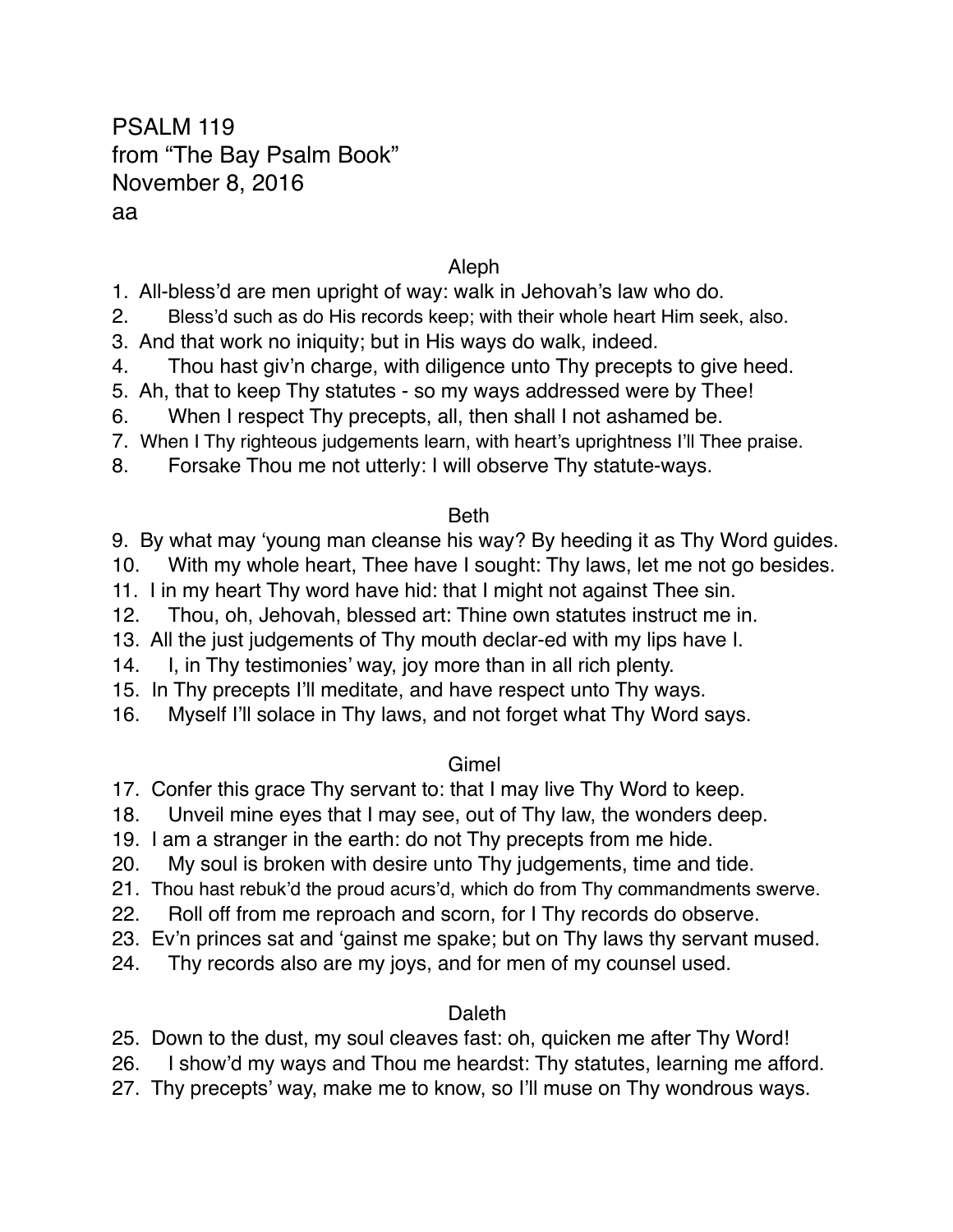PSALM 119
from "The Bay Psalm Book"
November 8, 2016
aa

### Aleph

1. All-bless'd are men upright of way: walk in Jehovah's law who do.
2. Bless'd such as do His records keep; with their whole heart Him seek, also.
3. And that work no iniquity; but in His ways do walk, indeed.
4. Thou hast giv'n charge, with diligence unto Thy precepts to give heed.
5. Ah, that to keep Thy statutes - so my ways addressed were by Thee!
6. When I respect Thy precepts, all, then shall I not ashamed be.
7. When I Thy righteous judgements learn, with heart's uprightness I'll Thee praise.
8. Forsake Thou me not utterly: I will observe Thy statute-ways.

### Beth

9. By what may 'young man cleanse his way? By heeding it as Thy Word guides.
10. With my whole heart, Thee have I sought: Thy laws, let me not go besides.
11. I in my heart Thy word have hid: that I might not against Thee sin.
12. Thou, oh, Jehovah, blessed art: Thine own statutes instruct me in.
13. All the just judgements of Thy mouth declar-ed with my lips have I.
14. I, in Thy testimonies' way, joy more than in all rich plenty.
15. In Thy precepts I'll meditate, and have respect unto Thy ways.
16. Myself I'll solace in Thy laws, and not forget what Thy Word says.

### Gimel

17. Confer this grace Thy servant to: that I may live Thy Word to keep.
18. Unveil mine eyes that I may see, out of Thy law, the wonders deep.
19. I am a stranger in the earth: do not Thy precepts from me hide.
20. My soul is broken with desire unto Thy judgements, time and tide.
21. Thou hast rebuk'd the proud acurs'd, which do from Thy commandments swerve.
22. Roll off from me reproach and scorn, for I Thy records do observe.
23. Ev'n princes sat and 'gainst me spake; but on Thy laws thy servant mused.
24. Thy records also are my joys, and for men of my counsel used.

### Daleth

25. Down to the dust, my soul cleaves fast: oh, quicken me after Thy Word!
26. I show'd my ways and Thou me heardst: Thy statutes, learning me afford.
27. Thy precepts' way, make me to know, so I'll muse on Thy wondrous ways.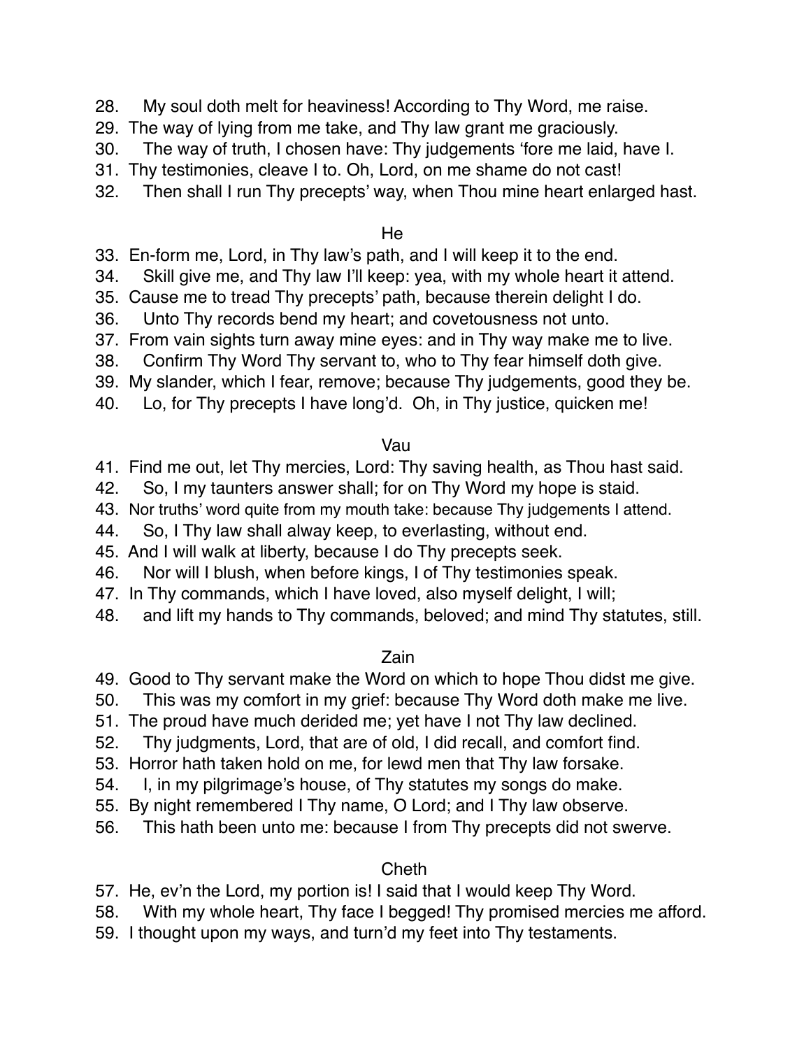28. My soul doth melt for heaviness! According to Thy Word, me raise.
29. The way of lying from me take, and Thy law grant me graciously.
30. The way of truth, I chosen have: Thy judgements 'fore me laid, have I.
31. Thy testimonies, cleave I to. Oh, Lord, on me shame do not cast!
32. Then shall I run Thy precepts' way, when Thou mine heart enlarged hast.

### He

33. En-form me, Lord, in Thy law's path, and I will keep it to the end.
34. Skill give me, and Thy law I'll keep: yea, with my whole heart it attend.
35. Cause me to tread Thy precepts' path, because therein delight I do.
36. Unto Thy records bend my heart; and covetousness not unto.
37. From vain sights turn away mine eyes: and in Thy way make me to live.
38. Confirm Thy Word Thy servant to, who to Thy fear himself doth give.
39. My slander, which I fear, remove; because Thy judgements, good they be.
40. Lo, for Thy precepts I have long'd. Oh, in Thy justice, quicken me!

### Vau

41. Find me out, let Thy mercies, Lord: Thy saving health, as Thou hast said.
42. So, I my taunters answer shall; for on Thy Word my hope is staid.
43. Nor truths' word quite from my mouth take: because Thy judgements I attend.
44. So, I Thy law shall alway keep, to everlasting, without end.
45. And I will walk at liberty, because I do Thy precepts seek.
46. Nor will I blush, when before kings, I of Thy testimonies speak.
47. In Thy commands, which I have loved, also myself delight, I will;
48. and lift my hands to Thy commands, beloved; and mind Thy statutes, still.

### Zain

49. Good to Thy servant make the Word on which to hope Thou didst me give.
50. This was my comfort in my grief: because Thy Word doth make me live.
51. The proud have much derided me; yet have I not Thy law declined.
52. Thy judgments, Lord, that are of old, I did recall, and comfort find.
53. Horror hath taken hold on me, for lewd men that Thy law forsake.
54. I, in my pilgrimage's house, of Thy statutes my songs do make.
55. By night remembered I Thy name, O Lord; and I Thy law observe.
56. This hath been unto me: because I from Thy precepts did not swerve.

### Cheth

57. He, ev'n the Lord, my portion is! I said that I would keep Thy Word.
58. With my whole heart, Thy face I begged! Thy promised mercies me afford.
59. I thought upon my ways, and turn'd my feet into Thy testaments.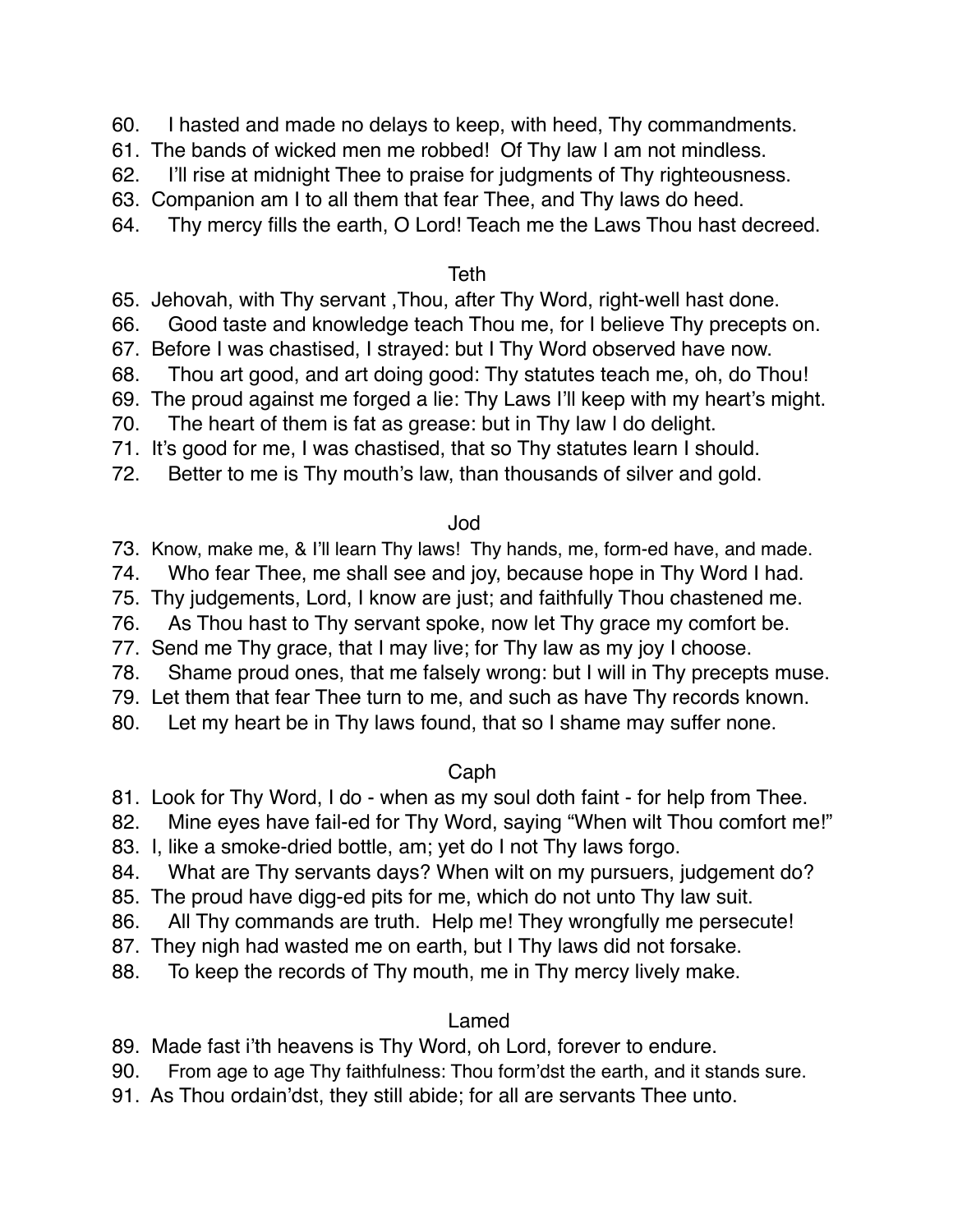60. I hasted and made no delays to keep, with heed, Thy commandments.
61. The bands of wicked men me robbed! Of Thy law I am not mindless.
62. I'll rise at midnight Thee to praise for judgments of Thy righteousness.
63. Companion am I to all them that fear Thee, and Thy laws do heed.
64. Thy mercy fills the earth, O Lord! Teach me the Laws Thou hast decreed.

### Teth

65. Jehovah, with Thy servant ,Thou, after Thy Word, right-well hast done.
66. Good taste and knowledge teach Thou me, for I believe Thy precepts on.
67. Before I was chastised, I strayed: but I Thy Word observed have now.
68. Thou art good, and art doing good: Thy statutes teach me, oh, do Thou!
69. The proud against me forged a lie: Thy Laws I'll keep with my heart's might.
70. The heart of them is fat as grease: but in Thy law I do delight.
71. It's good for me, I was chastised, that so Thy statutes learn I should.
72. Better to me is Thy mouth's law, than thousands of silver and gold.

### Jod

73. Know, make me, & I'll learn Thy laws! Thy hands, me, form-ed have, and made.
74. Who fear Thee, me shall see and joy, because hope in Thy Word I had.
75. Thy judgements, Lord, I know are just; and faithfully Thou chastened me.
76. As Thou hast to Thy servant spoke, now let Thy grace my comfort be.
77. Send me Thy grace, that I may live; for Thy law as my joy I choose.
78. Shame proud ones, that me falsely wrong: but I will in Thy precepts muse.
79. Let them that fear Thee turn to me, and such as have Thy records known.
80. Let my heart be in Thy laws found, that so I shame may suffer none.

### Caph

81. Look for Thy Word, I do - when as my soul doth faint - for help from Thee.
82. Mine eyes have fail-ed for Thy Word, saying "When wilt Thou comfort me!"
83. I, like a smoke-dried bottle, am; yet do I not Thy laws forgo.
84. What are Thy servants days? When wilt on my pursuers, judgement do?
85. The proud have digg-ed pits for me, which do not unto Thy law suit.
86. All Thy commands are truth. Help me! They wrongfully me persecute!
87. They nigh had wasted me on earth, but I Thy laws did not forsake.
88. To keep the records of Thy mouth, me in Thy mercy lively make.

### Lamed

89. Made fast i'th heavens is Thy Word, oh Lord, forever to endure.
90. From age to age Thy faithfulness: Thou form'dst the earth, and it stands sure.
91. As Thou ordain'dst, they still abide; for all are servants Thee unto.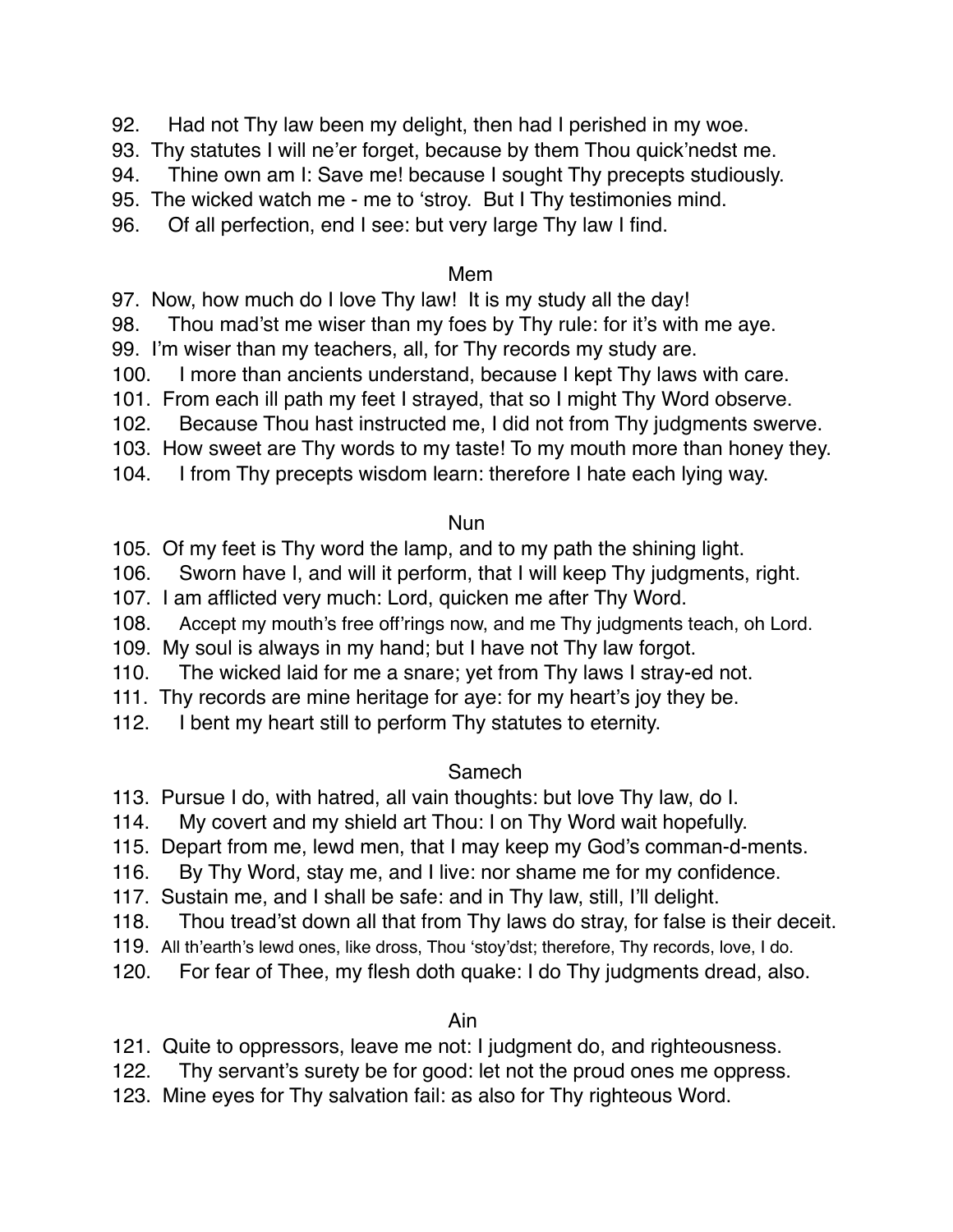92. Had not Thy law been my delight, then had I perished in my woe.
93. Thy statutes I will ne'er forget, because by them Thou quick'nedst me.
94. Thine own am I: Save me! because I sought Thy precepts studiously.
95. The wicked watch me - me to 'stroy. But I Thy testimonies mind.
96. Of all perfection, end I see: but very large Thy law I find.

### Mem

97. Now, how much do I love Thy law! It is my study all the day!
98. Thou mad'st me wiser than my foes by Thy rule: for it's with me aye.
99. I'm wiser than my teachers, all, for Thy records my study are.
100. I more than ancients understand, because I kept Thy laws with care.
101. From each ill path my feet I strayed, that so I might Thy Word observe.
102. Because Thou hast instructed me, I did not from Thy judgments swerve.
103. How sweet are Thy words to my taste! To my mouth more than honey they.
104. I from Thy precepts wisdom learn: therefore I hate each lying way.

### Nun

105. Of my feet is Thy word the lamp, and to my path the shining light.
106. Sworn have I, and will it perform, that I will keep Thy judgments, right.
107. I am afflicted very much: Lord, quicken me after Thy Word.
108. Accept my mouth's free off'rings now, and me Thy judgments teach, oh Lord.
109. My soul is always in my hand; but I have not Thy law forgot.
110. The wicked laid for me a snare; yet from Thy laws I stray-ed not.
111. Thy records are mine heritage for aye: for my heart's joy they be.
112. I bent my heart still to perform Thy statutes to eternity.

### Samech

113. Pursue I do, with hatred, all vain thoughts: but love Thy law, do I.
114. My covert and my shield art Thou: I on Thy Word wait hopefully.
115. Depart from me, lewd men, that I may keep my God's comman-d-ments.
116. By Thy Word, stay me, and I live: nor shame me for my confidence.
117. Sustain me, and I shall be safe: and in Thy law, still, I'll delight.
118. Thou tread'st down all that from Thy laws do stray, for false is their deceit.
119. All th'earth's lewd ones, like dross, Thou 'stoy'dst; therefore, Thy records, love, I do.
120. For fear of Thee, my flesh doth quake: I do Thy judgments dread, also.

### Ain

121. Quite to oppressors, leave me not: I judgment do, and righteousness.
122. Thy servant's surety be for good: let not the proud ones me oppress.
123. Mine eyes for Thy salvation fail: as also for Thy righteous Word.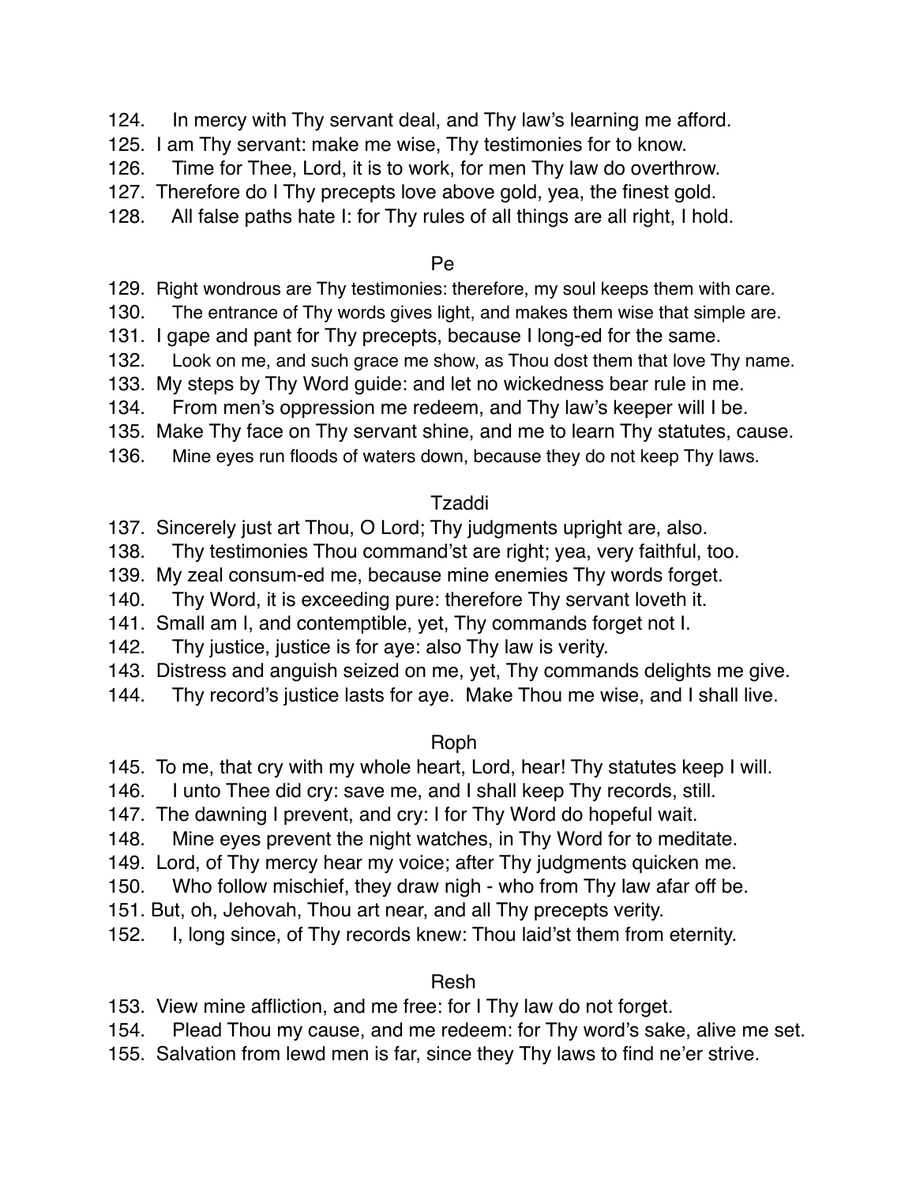124. In mercy with Thy servant deal, and Thy law's learning me afford.
125. I am Thy servant: make me wise, Thy testimonies for to know.
126. Time for Thee, Lord, it is to work, for men Thy law do overthrow.
127. Therefore do I Thy precepts love above gold, yea, the finest gold.
128. All false paths hate I: for Thy rules of all things are all right, I hold.

### Pe

129. Right wondrous are Thy testimonies: therefore, my soul keeps them with care.
130. The entrance of Thy words gives light, and makes them wise that simple are.
131. I gape and pant for Thy precepts, because I long-ed for the same.
132. Look on me, and such grace me show, as Thou dost them that love Thy name.
133. My steps by Thy Word guide: and let no wickedness bear rule in me.
134. From men's oppression me redeem, and Thy law's keeper will I be.
135. Make Thy face on Thy servant shine, and me to learn Thy statutes, cause.
136. Mine eyes run floods of waters down, because they do not keep Thy laws.

### Tzaddi

137. Sincerely just art Thou, O Lord; Thy judgments upright are, also.
138. Thy testimonies Thou command'st are right; yea, very faithful, too.
139. My zeal consum-ed me, because mine enemies Thy words forget.
140. Thy Word, it is exceeding pure: therefore Thy servant loveth it.
141. Small am I, and contemptible, yet, Thy commands forget not I.
142. Thy justice, justice is for aye: also Thy law is verity.
143. Distress and anguish seized on me, yet, Thy commands delights me give.
144. Thy record's justice lasts for aye. Make Thou me wise, and I shall live.

### Roph

145. To me, that cry with my whole heart, Lord, hear! Thy statutes keep I will.
146. I unto Thee did cry: save me, and I shall keep Thy records, still.
147. The dawning I prevent, and cry: I for Thy Word do hopeful wait.
148. Mine eyes prevent the night watches, in Thy Word for to meditate.
149. Lord, of Thy mercy hear my voice; after Thy judgments quicken me.
150. Who follow mischief, they draw nigh - who from Thy law afar off be.
151. But, oh, Jehovah, Thou art near, and all Thy precepts verity.
152. I, long since, of Thy records knew: Thou laid'st them from eternity.

### Resh

153. View mine affliction, and me free: for I Thy law do not forget.
154. Plead Thou my cause, and me redeem: for Thy word's sake, alive me set.
155. Salvation from lewd men is far, since they Thy laws to find ne'er strive.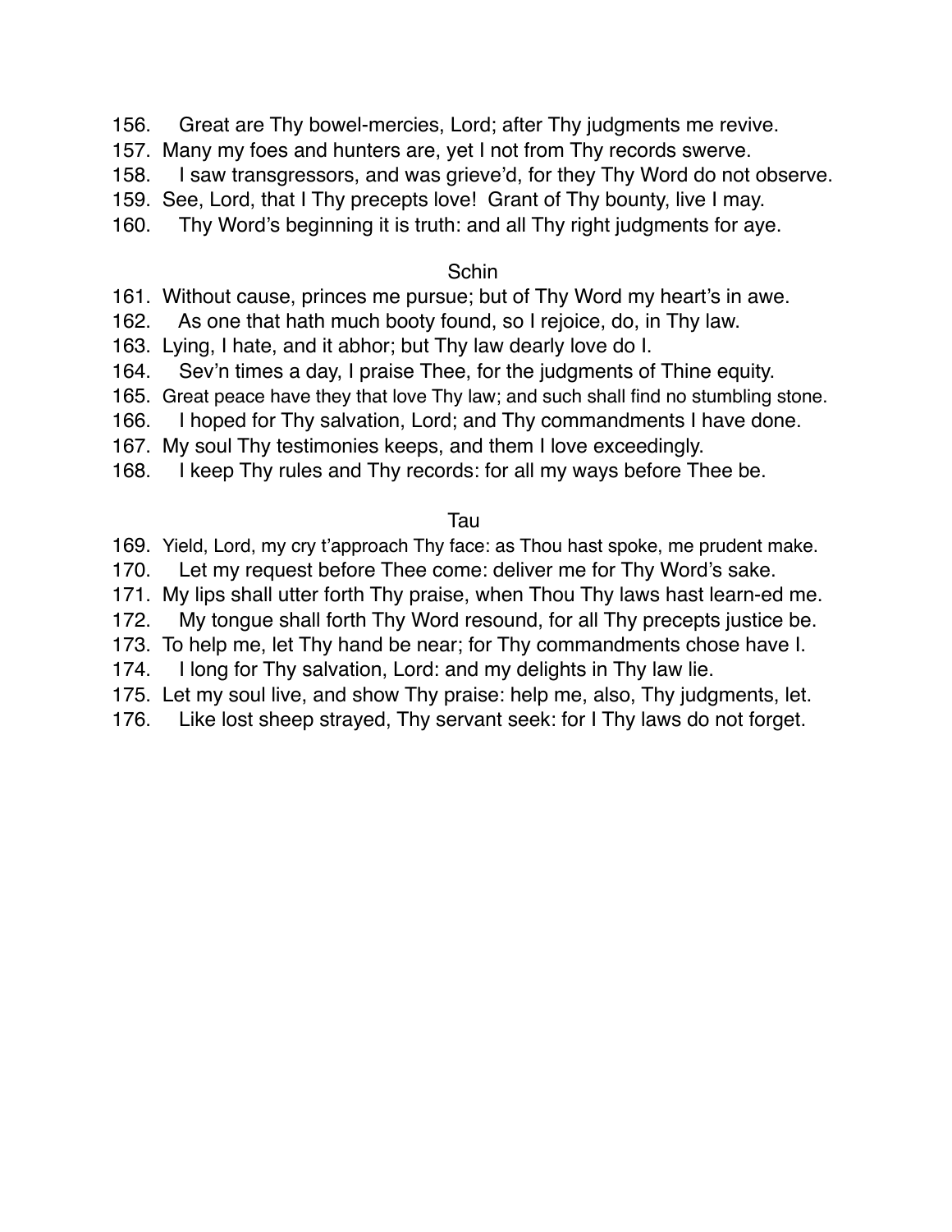156. Great are Thy bowel-mercies, Lord; after Thy judgments me revive.
157. Many my foes and hunters are, yet I not from Thy records swerve.
158. I saw transgressors, and was grieve'd, for they Thy Word do not observe.
159. See, Lord, that I Thy precepts love! Grant of Thy bounty, live I may.
160. Thy Word's beginning it is truth: and all Thy right judgments for aye.

### Schin

161. Without cause, princes me pursue; but of Thy Word my heart's in awe.
162. As one that hath much booty found, so I rejoice, do, in Thy law.
163. Lying, I hate, and it abhor; but Thy law dearly love do I.
164. Sev'n times a day, I praise Thee, for the judgments of Thine equity.
165. Great peace have they that love Thy law; and such shall find no stumbling stone.
166. I hoped for Thy salvation, Lord; and Thy commandments I have done.
167. My soul Thy testimonies keeps, and them I love exceedingly.
168. I keep Thy rules and Thy records: for all my ways before Thee be.

### Tau

169. Yield, Lord, my cry t'approach Thy face: as Thou hast spoke, me prudent make.
170. Let my request before Thee come: deliver me for Thy Word's sake.
171. My lips shall utter forth Thy praise, when Thou Thy laws hast learn-ed me.
172. My tongue shall forth Thy Word resound, for all Thy precepts justice be.
173. To help me, let Thy hand be near; for Thy commandments chose have I.
174. I long for Thy salvation, Lord: and my delights in Thy law lie.
175. Let my soul live, and show Thy praise: help me, also, Thy judgments, let.
176. Like lost sheep strayed, Thy servant seek: for I Thy laws do not forget.